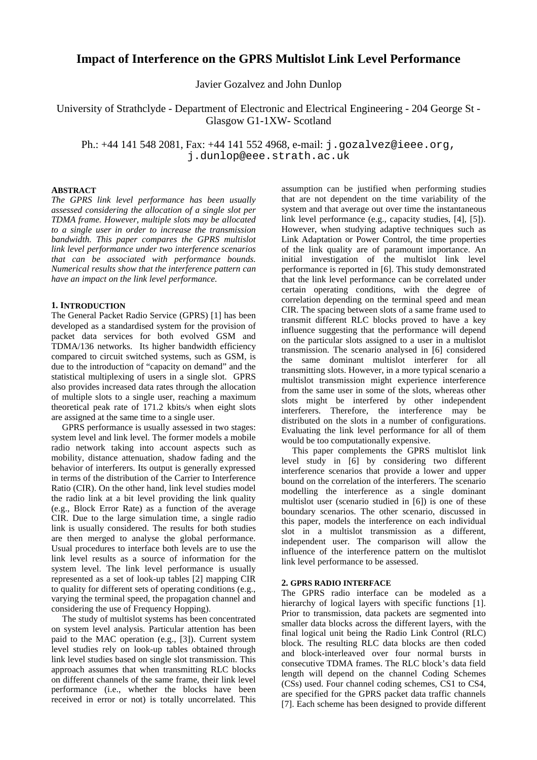# Impact of Interference on the GPRS Multislot Link Level Performance

Javier Gozalvez and John Dunlop

University of Strathclyde - Department of Electronic and Electrical Engineering - 204 George St - Glasgow G1-1XW- Scotland

Ph.: +44 141 548 2081, Fax: +44 141 552 4968, e-mail: j.gozalvez@ieee.org, j.dunlop@eee.strath.ac.uk

### ABSTRACT

*The GPRS link level performance has been usually assessed considering the allocation of a single slot per TDMA frame. However, multiple slots may be allocated to a single user in order to increase the transmission bandwidth. This paper compares the GPRS multislot link level performance under two interference scenarios that can be associated with performance bounds. Numerical results show that the interference pattern can have an impact on the link level performance.*

### 1. INTRODUCTION

The General Packet Radio Service (GPRS) [1] has been developed as a standardised system for the provision of packet data services for both evolved GSM and TDMA/136 networks. Its higher bandwidth efficiency compared to circuit switched systems, such as GSM, is due to the introduction of "capacity on demand" and the statistical multiplexing of users in a single slot. GPRS also provides increased data rates through the allocation of multiple slots to a single user, reaching a maximum theoretical peak rate of 171.2 kbits/s when eight slots are assigned at the same time to a single user.

GPRS performance is usually assessed in two stages: system level and link level. The former models a mobile radio network taking into account aspects such as mobility, distance attenuation, shadow fading and the behavior of interferers. Its output is generally expressed in terms of the distribution of the Carrier to Interference Ratio (CIR). On the other hand, link level studies model the radio link at a bit level providing the link quality (e.g., Block Error Rate) as a function of the average CIR. Due to the large simulation time, a single radio link is usually considered. The results for both studies are then merged to analyse the global performance. Usual procedures to interface both levels are to use the link level results as a source of information for the system level. The link level performance is usually represented as a set of look-up tables [2] mapping CIR to quality for different sets of operating conditions (e.g., varying the terminal speed, the propagation channel and considering the use of Frequency Hopping).

The study of multislot systems has been concentrated on system level analysis. Particular attention has been paid to the MAC operation (e.g., [3]). Current system level studies rely on look-up tables obtained through link level studies based on single slot transmission. This approach assumes that when transmitting RLC blocks on different channels of the same frame, their link level performance (i.e., whether the blocks have been received in error or not) is totally uncorrelated. This assumption can be justified when performing studies that are not dependent on the time variability of the system and that average out over time the instantaneous link level performance (e.g., capacity studies, [4], [5]). However, when studying adaptive techniques such as Link Adaptation or Power Control, the time properties of the link quality are of paramount importance. An initial investigation of the multislot link level performance is reported in [6]. This study demonstrated that the link level performance can be correlated under certain operating conditions, with the degree of correlation depending on the terminal speed and mean CIR. The spacing between slots of a same frame used to transmit different RLC blocks proved to have a key influence suggesting that the performance will depend on the particular slots assigned to a user in a multislot transmission. The scenario analysed in [6] considered the same dominant multislot interferer for all transmitting slots. However, in a more typical scenario a multislot transmission might experience interference from the same user in some of the slots, whereas other slots might be interfered by other independent interferers. Therefore, the interference may be distributed on the slots in a number of configurations. Evaluating the link level performance for all of them would be too computationally expensive.

This paper complements the GPRS multislot link level study in [6] by considering two different interference scenarios that provide a lower and upper bound on the correlation of the interferers. The scenario modelling the interference as a single dominant multislot user (scenario studied in [6]) is one of these boundary scenarios. The other scenario, discussed in this paper, models the interference on each individual slot in a multislot transmission as a different, independent user. The comparison will allow the influence of the interference pattern on the multislot link level performance to be assessed.

### 2. GPRS RADIO INTERFACE

The GPRS radio interface can be modeled as a hierarchy of logical layers with specific functions [1]. Prior to transmission, data packets are segmented into smaller data blocks across the different layers, with the final logical unit being the Radio Link Control (RLC) block. The resulting RLC data blocks are then coded and block-interleaved over four normal bursts in consecutive TDMA frames. The RLC block's data field length will depend on the channel Coding Schemes (CSs) used. Four channel coding schemes, CS1 to CS4, are specified for the GPRS packet data traffic channels [7]. Each scheme has been designed to provide different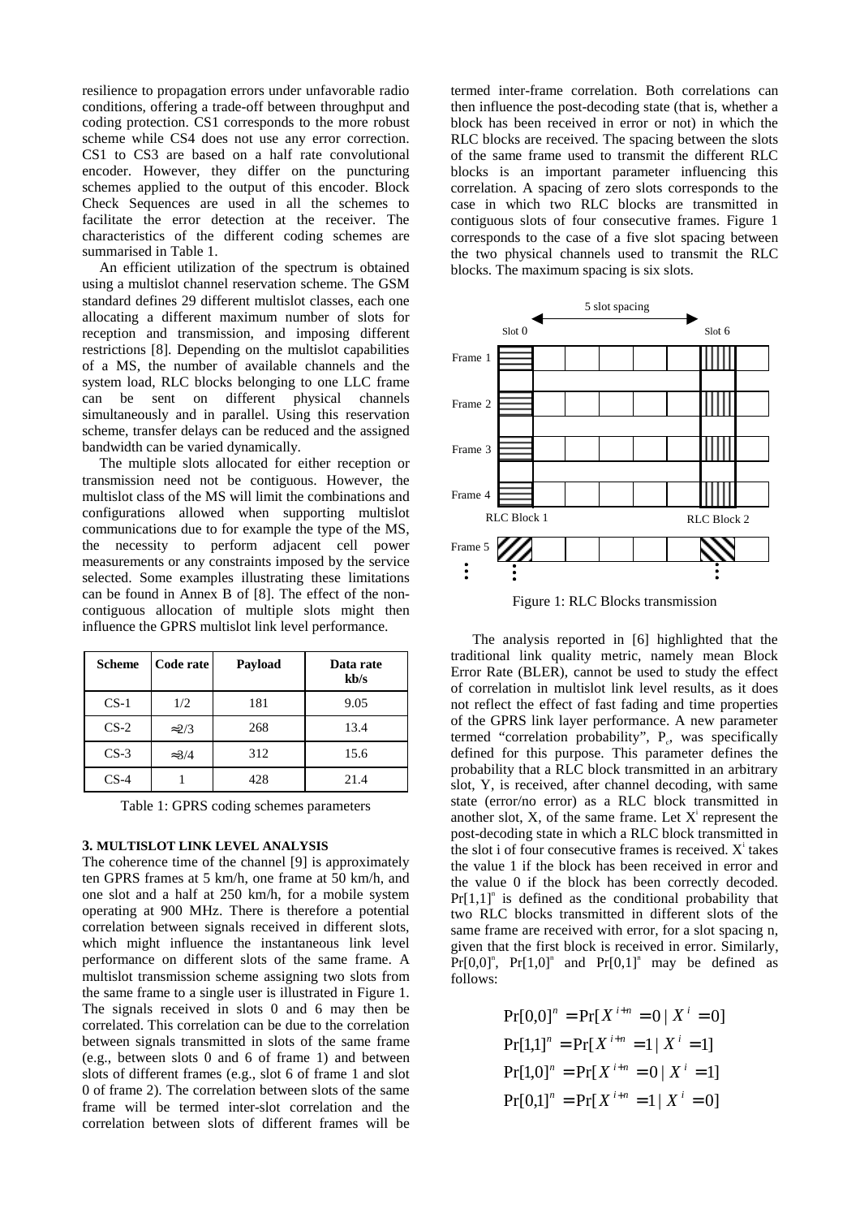resilience to propagation errors under unfavorable radio conditions, offering a trade-off between throughput and coding protection. CS1 corresponds to the more robust scheme while CS4 does not use any error correction. CS1 to CS3 are based on a half rate convolutional encoder. However, they differ on the puncturing schemes applied to the output of this encoder. Block Check Sequences are used in all the schemes to facilitate the error detection at the receiver. The characteristics of the different coding schemes are summarised in Table 1.

An efficient utilization of the spectrum is obtained using a multislot channel reservation scheme. The GSM standard defines 29 different multislot classes, each one allocating a different maximum number of slots for reception and transmission, and imposing different restrictions [8]. Depending on the multislot capabilities of a MS, the number of available channels and the system load, RLC blocks belonging to one LLC frame can be sent on different physical channels simultaneously and in parallel. Using this reservation scheme, transfer delays can be reduced and the assigned bandwidth can be varied dynamically.

The multiple slots allocated for either reception or transmission need not be contiguous. However, the multislot class of the MS will limit the combinations and configurations allowed when supporting multislot communications due to for example the type of the MS, the necessity to perform adjacent cell power measurements or any constraints imposed by the service selected. Some examples illustrating these limitations can be found in Annex B of [8]. The effect of the non-contiguous allocation of multiple slots might then influence the GPRS multislot link level performance.

| Scheme | Code rate | Payload | Data rate kb/s |
|---|---|---|---|
| CS-1 | 1/2 | 181 | 9.05 |
| CS-2 | ≈2/3 | 268 | 13.4 |
| CS-3 | ≈3/4 | 312 | 15.6 |
| CS-4 | 1 | 428 | 21.4 |

Table 1: GPRS coding schemes parameters

### 3. MULTISLOT LINK LEVEL ANALYSIS

The coherence time of the channel [9] is approximately ten GPRS frames at 5 km/h, one frame at 50 km/h, and one slot and a half at 250 km/h, for a mobile system operating at 900 MHz. There is therefore a potential correlation between signals received in different slots, which might influence the instantaneous link level performance on different slots of the same frame. A multislot transmission scheme assigning two slots from the same frame to a single user is illustrated in Figure 1. The signals received in slots 0 and 6 may then be correlated. This correlation can be due to the correlation between signals transmitted in slots of the same frame (e.g., between slots 0 and 6 of frame 1) and between slots of different frames (e.g., slot 6 of frame 1 and slot 0 of frame 2). The correlation between slots of the same frame will be termed inter-slot correlation and the correlation between slots of different frames will be termed inter-frame correlation. Both correlations can then influence the post-decoding state (that is, whether a block has been received in error or not) in which the RLC blocks are received. The spacing between the slots of the same frame used to transmit the different RLC blocks is an important parameter influencing this correlation. A spacing of zero slots corresponds to the case in which two RLC blocks are transmitted in contiguous slots of four consecutive frames. Figure 1 corresponds to the case of a five slot spacing between the two physical channels used to transmit the RLC blocks. The maximum spacing is six slots.

Figure 1: RLC Blocks transmission

The analysis reported in [6] highlighted that the traditional link quality metric, namely mean Block Error Rate (BLER), cannot be used to study the effect of correlation in multislot link level results, as it does not reflect the effect of fast fading and time properties of the GPRS link layer performance. A new parameter termed "correlation probability", $P_c$, was specifically defined for this purpose. This parameter defines the probability that a RLC block transmitted in an arbitrary slot, Y, is received, after channel decoding, with same state (error/no error) as a RLC block transmitted in another slot, X, of the same frame. Let $X^i$ represent the post-decoding state in which a RLC block transmitted in the slot i of four consecutive frames is received. $X^i$ takes the value 1 if the block has been received in error and the value 0 if the block has been correctly decoded. $\Pr[1,1]^n$ is defined as the conditional probability that two RLC blocks transmitted in different slots of the same frame are received with error, for a slot spacing n, given that the first block is received in error. Similarly, $\Pr[0,0]^n$, $\Pr[1,0]^n$ and $\Pr[0,1]^n$ may be defined as follows:

$$
\begin{aligned}
\Pr[0,0]^n &= \Pr[X^{i+n} = 0 \mid X^i = 0] \\
\Pr[1,1]^n &= \Pr[X^{i+n} = 1 \mid X^i = 1] \\
\Pr[1,0]^n &= \Pr[X^{i+n} = 0 \mid X^i = 1] \\
\Pr[0,1]^n &= \Pr[X^{i+n} = 1 \mid X^i = 0]
\end{aligned}
$$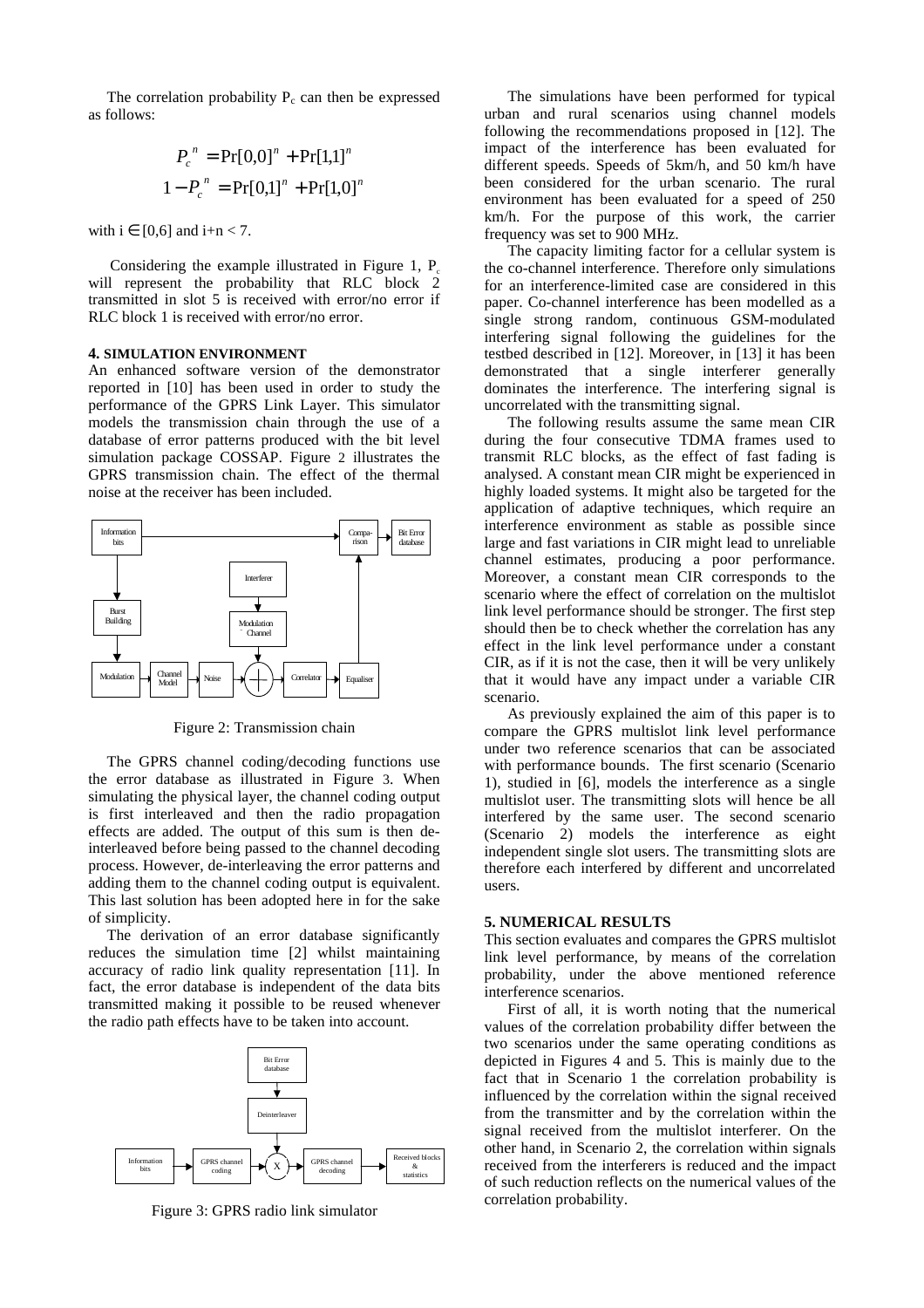The correlation probability $P_c$ can then be expressed as follows:

$$P_c^{\ n} = \Pr[0,0]^n + \Pr[1,1]^n$$
$$1 - P_c^{\ n} = \Pr[0,1]^n + \Pr[1,0]^n$$

with $i \in [0,6]$ and $i+n < 7$.

Considering the example illustrated in Figure 1, $P_c$ will represent the probability that RLC block 2 transmitted in slot 5 is received with error/no error if RLC block 1 is received with error/no error.

## 4. SIMULATION ENVIRONMENT

An enhanced software version of the demonstrator reported in [10] has been used in order to study the performance of the GPRS Link Layer. This simulator models the transmission chain through the use of a database of error patterns produced with the bit level simulation package COSSAP. Figure 2 illustrates the GPRS transmission chain. The effect of the thermal noise at the receiver has been included.

Figure 2: Transmission chain

The GPRS channel coding/decoding functions use the error database as illustrated in Figure 3. When simulating the physical layer, the channel coding output is first interleaved and then the radio propagation effects are added. The output of this sum is then de-interleaved before being passed to the channel decoding process. However, de-interleaving the error patterns and adding them to the channel coding output is equivalent. This last solution has been adopted here in for the sake of simplicity.

The derivation of an error database significantly reduces the simulation time [2] whilst maintaining accuracy of radio link quality representation [11]. In fact, the error database is independent of the data bits transmitted making it possible to be reused whenever the radio path effects have to be taken into account.

Figure 3: GPRS radio link simulator

The simulations have been performed for typical urban and rural scenarios using channel models following the recommendations proposed in [12]. The impact of the interference has been evaluated for different speeds. Speeds of 5km/h, and 50 km/h have been considered for the urban scenario. The rural environment has been evaluated for a speed of 250 km/h. For the purpose of this work, the carrier frequency was set to 900 MHz.

The capacity limiting factor for a cellular system is the co-channel interference. Therefore only simulations for an interference-limited case are considered in this paper. Co-channel interference has been modelled as a single strong random, continuous GSM-modulated interfering signal following the guidelines for the testbed described in [12]. Moreover, in [13] it has been demonstrated that a single interferer generally dominates the interference. The interfering signal is uncorrelated with the transmitting signal.

The following results assume the same mean CIR during the four consecutive TDMA frames used to transmit RLC blocks, as the effect of fast fading is analysed. A constant mean CIR might be experienced in highly loaded systems. It might also be targeted for the application of adaptive techniques, which require an interference environment as stable as possible since large and fast variations in CIR might lead to unreliable channel estimates, producing a poor performance. Moreover, a constant mean CIR corresponds to the scenario where the effect of correlation on the multislot link level performance should be stronger. The first step should then be to check whether the correlation has any effect in the link level performance under a constant CIR, as if it is not the case, then it will be very unlikely that it would have any impact under a variable CIR scenario.

As previously explained the aim of this paper is to compare the GPRS multislot link level performance under two reference scenarios that can be associated with performance bounds. The first scenario (Scenario 1), studied in [6], models the interference as a single multislot user. The transmitting slots will hence be all interfered by the same user. The second scenario (Scenario 2) models the interference as eight independent single slot users. The transmitting slots are therefore each interfered by different and uncorrelated users.

## 5. NUMERICAL RESULTS

This section evaluates and compares the GPRS multislot link level performance, by means of the correlation probability, under the above mentioned reference interference scenarios.

First of all, it is worth noting that the numerical values of the correlation probability differ between the two scenarios under the same operating conditions as depicted in Figures 4 and 5. This is mainly due to the fact that in Scenario 1 the correlation probability is influenced by the correlation within the signal received from the transmitter and by the correlation within the signal received from the multislot interferer. On the other hand, in Scenario 2, the correlation within signals received from the interferers is reduced and the impact of such reduction reflects on the numerical values of the correlation probability.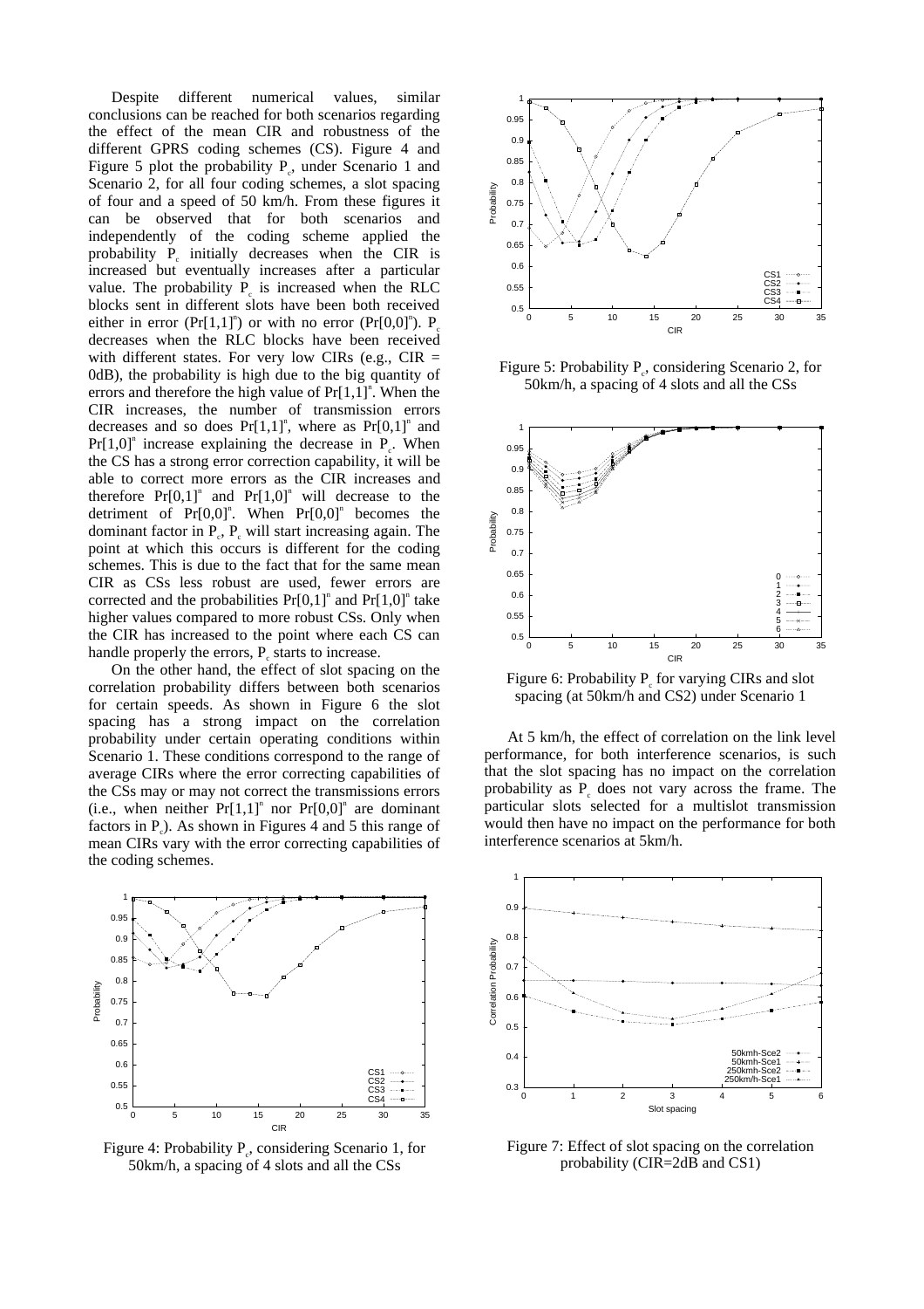Despite different numerical values, similar conclusions can be reached for both scenarios regarding the effect of the mean CIR and robustness of the different GPRS coding schemes (CS). Figure 4 and Figure 5 plot the probability $P_c$, under Scenario 1 and Scenario 2, for all four coding schemes, a slot spacing of four and a speed of 50 km/h. From these figures it can be observed that for both scenarios and independently of the coding scheme applied the probability $P_c$ initially decreases when the CIR is increased but eventually increases after a particular value. The probability $P_c$ is increased when the RLC blocks sent in different slots have been both received either in error ($Pr[1,1]^n$) or with no error ($Pr[0,0]^n$). $P_c$ decreases when the RLC blocks have been received with different states. For very low CIRs (e.g., CIR = 0dB), the probability is high due to the big quantity of errors and therefore the high value of $Pr[1,1]^n$. When the CIR increases, the number of transmission errors decreases and so does $Pr[1,1]^n$, where as $Pr[0,1]^n$ and $Pr[1,0]^n$ increase explaining the decrease in $P_c$. When the CS has a strong error correction capability, it will be able to correct more errors as the CIR increases and therefore $Pr[0,1]^n$ and $Pr[1,0]^n$ will decrease to the detriment of $Pr[0,0]^n$. When $Pr[0,0]^n$ becomes the dominant factor in $P_c$, $P_c$ will start increasing again. The point at which this occurs is different for the coding schemes. This is due to the fact that for the same mean CIR as CSs less robust are used, fewer errors are corrected and the probabilities $Pr[0,1]^n$ and $Pr[1,0]^n$ take higher values compared to more robust CSs. Only when the CIR has increased to the point where each CS can handle properly the errors, $P_c$ starts to increase.

On the other hand, the effect of slot spacing on the correlation probability differs between both scenarios for certain speeds. As shown in Figure 6 the slot spacing has a strong impact on the correlation probability under certain operating conditions within Scenario 1. These conditions correspond to the range of average CIRs where the error correcting capabilities of the CSs may or may not correct the transmissions errors (i.e., when neither $Pr[1,1]^n$ nor $Pr[0,0]^n$ are dominant factors in $P_c$). As shown in Figures 4 and 5 this range of mean CIRs vary with the error correcting capabilities of the coding schemes.

Figure 4: Probability $P_c$, considering Scenario 1, for 50km/h, a spacing of 4 slots and all the CSs

Figure 5: Probability $P_c$, considering Scenario 2, for 50km/h, a spacing of 4 slots and all the CSs

Figure 6: Probability $P_c$ for varying CIRs and slot spacing (at 50km/h and CS2) under Scenario 1

At 5 km/h, the effect of correlation on the link level performance, for both interference scenarios, is such that the slot spacing has no impact on the correlation probability as $P_c$ does not vary across the frame. The particular slots selected for a multislot transmission would then have no impact on the performance for both interference scenarios at 5km/h.

Figure 7: Effect of slot spacing on the correlation probability (CIR=2dB and CS1)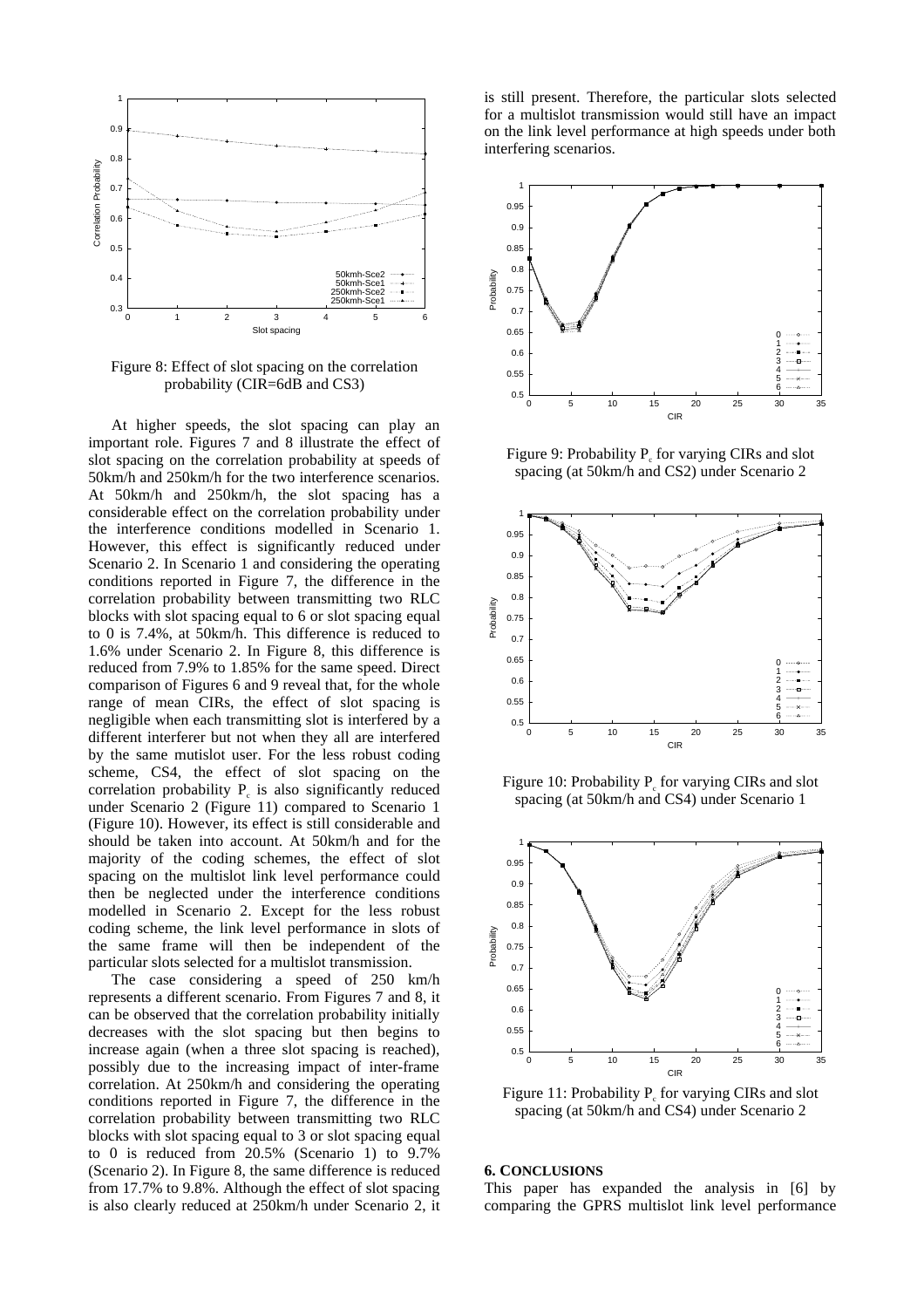Figure 8: Effect of slot spacing on the correlation probability (CIR=6dB and CS3)

At higher speeds, the slot spacing can play an important role. Figures 7 and 8 illustrate the effect of slot spacing on the correlation probability at speeds of 50km/h and 250km/h for the two interference scenarios. At 50km/h and 250km/h, the slot spacing has a considerable effect on the correlation probability under the interference conditions modelled in Scenario 1. However, this effect is significantly reduced under Scenario 2. In Scenario 1 and considering the operating conditions reported in Figure 7, the difference in the correlation probability between transmitting two RLC blocks with slot spacing equal to 6 or slot spacing equal to 0 is 7.4%, at 50km/h. This difference is reduced to 1.6% under Scenario 2. In Figure 8, this difference is reduced from 7.9% to 1.85% for the same speed. Direct comparison of Figures 6 and 9 reveal that, for the whole range of mean CIRs, the effect of slot spacing is negligible when each transmitting slot is interfered by a different interferer but not when they all are interfered by the same mutislot user. For the less robust coding scheme, CS4, the effect of slot spacing on the correlation probability $P_c$ is also significantly reduced under Scenario 2 (Figure 11) compared to Scenario 1 (Figure 10). However, its effect is still considerable and should be taken into account. At 50km/h and for the majority of the coding schemes, the effect of slot spacing on the multislot link level performance could then be neglected under the interference conditions modelled in Scenario 2. Except for the less robust coding scheme, the link level performance in slots of the same frame will then be independent of the particular slots selected for a multislot transmission.

The case considering a speed of 250 km/h represents a different scenario. From Figures 7 and 8, it can be observed that the correlation probability initially decreases with the slot spacing but then begins to increase again (when a three slot spacing is reached), possibly due to the increasing impact of inter-frame correlation. At 250km/h and considering the operating conditions reported in Figure 7, the difference in the correlation probability between transmitting two RLC blocks with slot spacing equal to 3 or slot spacing equal to 0 is reduced from 20.5% (Scenario 1) to 9.7% (Scenario 2). In Figure 8, the same difference is reduced from 17.7% to 9.8%. Although the effect of slot spacing is also clearly reduced at 250km/h under Scenario 2, it is still present. Therefore, the particular slots selected for a multislot transmission would still have an impact on the link level performance at high speeds under both interfering scenarios.

Figure 9: Probability $P_c$ for varying CIRs and slot spacing (at 50km/h and CS2) under Scenario 2

Figure 10: Probability $P_c$ for varying CIRs and slot spacing (at 50km/h and CS4) under Scenario 1

Figure 11: Probability $P_c$ for varying CIRs and slot spacing (at 50km/h and CS4) under Scenario 2

## 6. CONCLUSIONS

This paper has expanded the analysis in [6] by comparing the GPRS multislot link level performance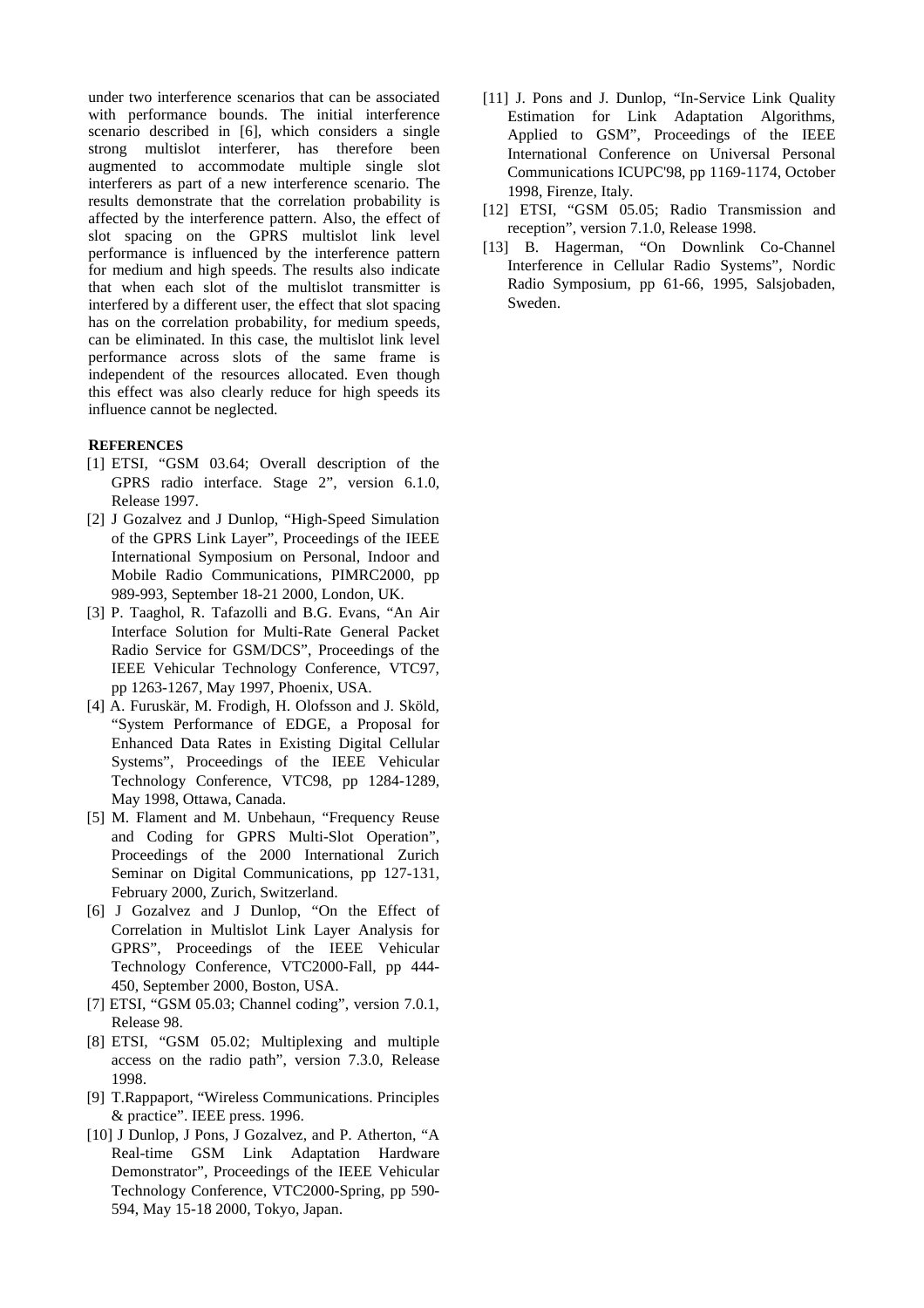under two interference scenarios that can be associated with performance bounds. The initial interference scenario described in [6], which considers a single strong multislot interferer, has therefore been augmented to accommodate multiple single slot interferers as part of a new interference scenario. The results demonstrate that the correlation probability is affected by the interference pattern. Also, the effect of slot spacing on the GPRS multislot link level performance is influenced by the interference pattern for medium and high speeds. The results also indicate that when each slot of the multislot transmitter is interfered by a different user, the effect that slot spacing has on the correlation probability, for medium speeds, can be eliminated. In this case, the multislot link level performance across slots of the same frame is independent of the resources allocated. Even though this effect was also clearly reduce for high speeds its influence cannot be neglected.

## REFERENCES

[1] ETSI, "GSM 03.64; Overall description of the GPRS radio interface. Stage 2", version 6.1.0, Release 1997.

[2] J Gozalvez and J Dunlop, "High-Speed Simulation of the GPRS Link Layer", Proceedings of the IEEE International Symposium on Personal, Indoor and Mobile Radio Communications, PIMRC2000, pp 989-993, September 18-21 2000, London, UK.

[3] P. Taaghol, R. Tafazolli and B.G. Evans, "An Air Interface Solution for Multi-Rate General Packet Radio Service for GSM/DCS", Proceedings of the IEEE Vehicular Technology Conference, VTC97, pp 1263-1267, May 1997, Phoenix, USA.

[4] A. Furuskär, M. Frodigh, H. Olofsson and J. Sköld, "System Performance of EDGE, a Proposal for Enhanced Data Rates in Existing Digital Cellular Systems", Proceedings of the IEEE Vehicular Technology Conference, VTC98, pp 1284-1289, May 1998, Ottawa, Canada.

[5] M. Flament and M. Unbehaun, "Frequency Reuse and Coding for GPRS Multi-Slot Operation", Proceedings of the 2000 International Zurich Seminar on Digital Communications, pp 127-131, February 2000, Zurich, Switzerland.

[6] J Gozalvez and J Dunlop, "On the Effect of Correlation in Multislot Link Layer Analysis for GPRS", Proceedings of the IEEE Vehicular Technology Conference, VTC2000-Fall, pp 444-450, September 2000, Boston, USA.

[7] ETSI, "GSM 05.03; Channel coding", version 7.0.1, Release 98.

[8] ETSI, "GSM 05.02; Multiplexing and multiple access on the radio path", version 7.3.0, Release 1998.

[9] T.Rappaport, "Wireless Communications. Principles & practice". IEEE press. 1996.

[10] J Dunlop, J Pons, J Gozalvez, and P. Atherton, "A Real-time GSM Link Adaptation Hardware Demonstrator", Proceedings of the IEEE Vehicular Technology Conference, VTC2000-Spring, pp 590-594, May 15-18 2000, Tokyo, Japan.

[11] J. Pons and J. Dunlop, "In-Service Link Quality Estimation for Link Adaptation Algorithms, Applied to GSM", Proceedings of the IEEE International Conference on Universal Personal Communications ICUPC'98, pp 1169-1174, October 1998, Firenze, Italy.

[12] ETSI, "GSM 05.05; Radio Transmission and reception", version 7.1.0, Release 1998.

[13] B. Hagerman, "On Downlink Co-Channel Interference in Cellular Radio Systems", Nordic Radio Symposium, pp 61-66, 1995, Salsjobaden, Sweden.